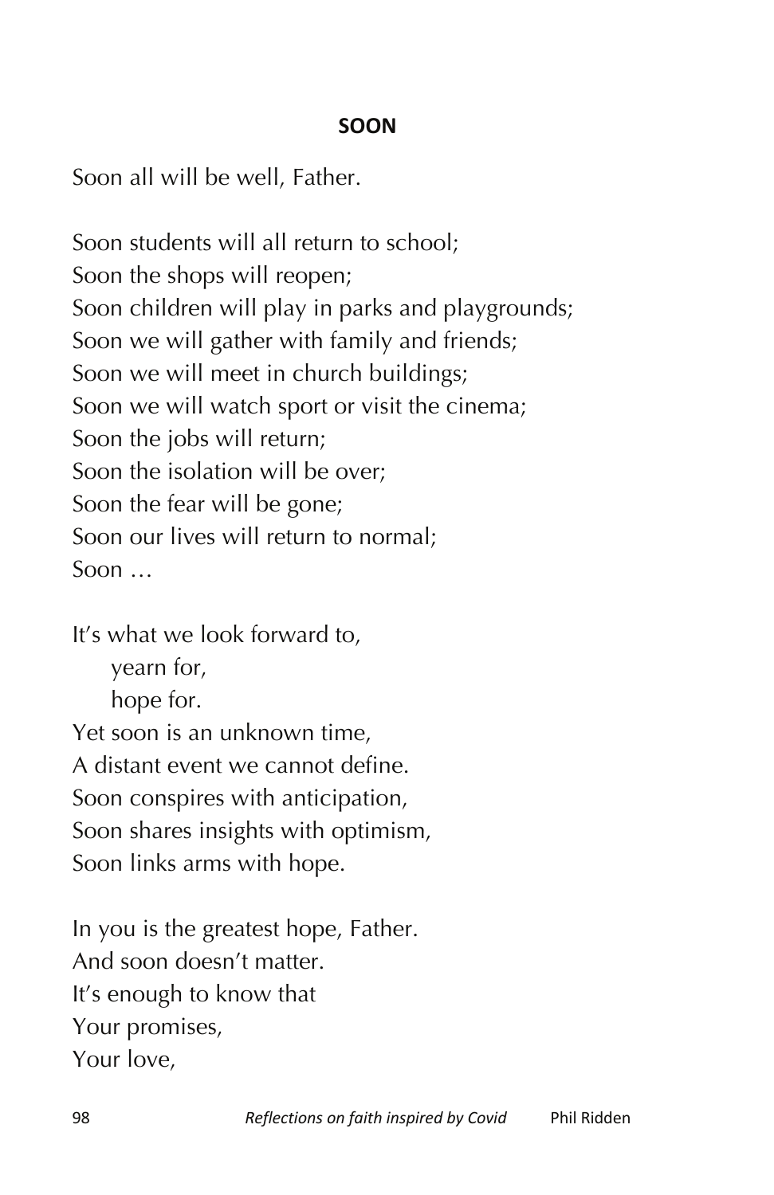**SOON**

Soon all will be well, Father.

Soon students will all return to school;  
Soon the shops will reopen;  
Soon children will play in parks and playgrounds;  
Soon we will gather with family and friends;  
Soon we will meet in church buildings;  
Soon we will watch sport or visit the cinema;  
Soon the jobs will return;  
Soon the isolation will be over;  
Soon the fear will be gone;  
Soon our lives will return to normal;  
Soon …

It's what we look forward to,  
    yearn for,  
    hope for.  
Yet soon is an unknown time,  
A distant event we cannot define.  
Soon conspires with anticipation,  
Soon shares insights with optimism,  
Soon links arms with hope.

In you is the greatest hope, Father.  
And soon doesn't matter.  
It's enough to know that  
Your promises,  
Your love,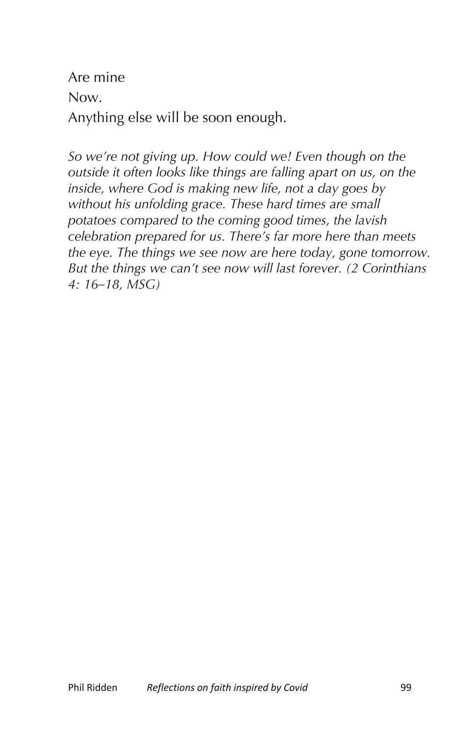Are mine  
Now.  
Anything else will be soon enough.

*So we're not giving up. How could we! Even though on the outside it often looks like things are falling apart on us, on the inside, where God is making new life, not a day goes by without his unfolding grace. These hard times are small potatoes compared to the coming good times, the lavish celebration prepared for us. There's far more here than meets the eye. The things we see now are here today, gone tomorrow. But the things we can't see now will last forever. (2 Corinthians 4: 16–18, MSG)*